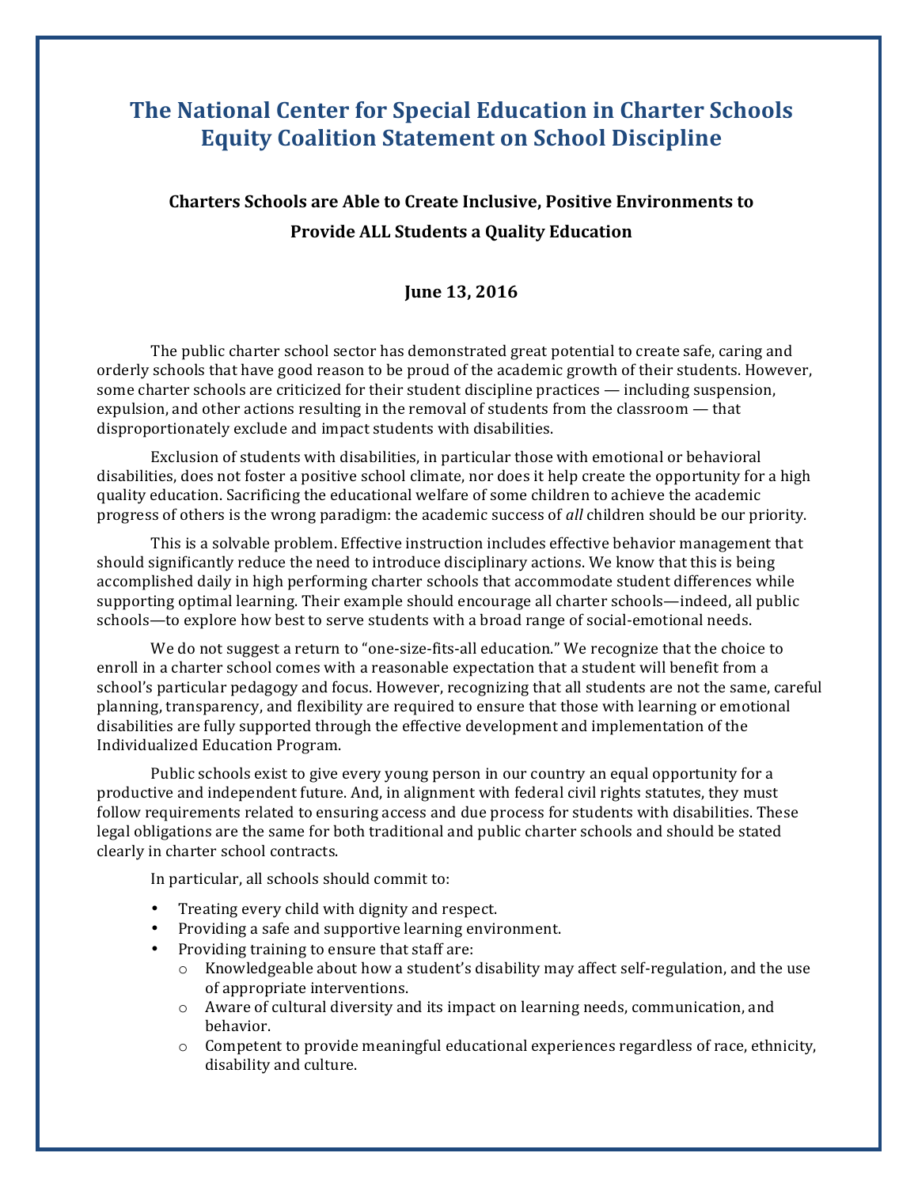# The National Center for Special Education in Charter Schools Equity Coalition Statement on School Discipline

## Charters Schools are Able to Create Inclusive, Positive Environments to Provide ALL Students a Quality Education

**June 13, 2016**

The public charter school sector has demonstrated great potential to create safe, caring and orderly schools that have good reason to be proud of the academic growth of their students. However, some charter schools are criticized for their student discipline practices — including suspension, expulsion, and other actions resulting in the removal of students from the classroom — that disproportionately exclude and impact students with disabilities.

Exclusion of students with disabilities, in particular those with emotional or behavioral disabilities, does not foster a positive school climate, nor does it help create the opportunity for a high quality education. Sacrificing the educational welfare of some children to achieve the academic progress of others is the wrong paradigm: the academic success of *all* children should be our priority.

This is a solvable problem. Effective instruction includes effective behavior management that should significantly reduce the need to introduce disciplinary actions. We know that this is being accomplished daily in high performing charter schools that accommodate student differences while supporting optimal learning. Their example should encourage all charter schools—indeed, all public schools—to explore how best to serve students with a broad range of social-emotional needs.

We do not suggest a return to "one-size-fits-all education." We recognize that the choice to enroll in a charter school comes with a reasonable expectation that a student will benefit from a school's particular pedagogy and focus. However, recognizing that all students are not the same, careful planning, transparency, and flexibility are required to ensure that those with learning or emotional disabilities are fully supported through the effective development and implementation of the Individualized Education Program.

Public schools exist to give every young person in our country an equal opportunity for a productive and independent future. And, in alignment with federal civil rights statutes, they must follow requirements related to ensuring access and due process for students with disabilities. These legal obligations are the same for both traditional and public charter schools and should be stated clearly in charter school contracts.

In particular, all schools should commit to:

- Treating every child with dignity and respect.
- Providing a safe and supportive learning environment.
- Providing training to ensure that staff are:
  - Knowledgeable about how a student's disability may affect self-regulation, and the use of appropriate interventions.
  - Aware of cultural diversity and its impact on learning needs, communication, and behavior.
  - Competent to provide meaningful educational experiences regardless of race, ethnicity, disability and culture.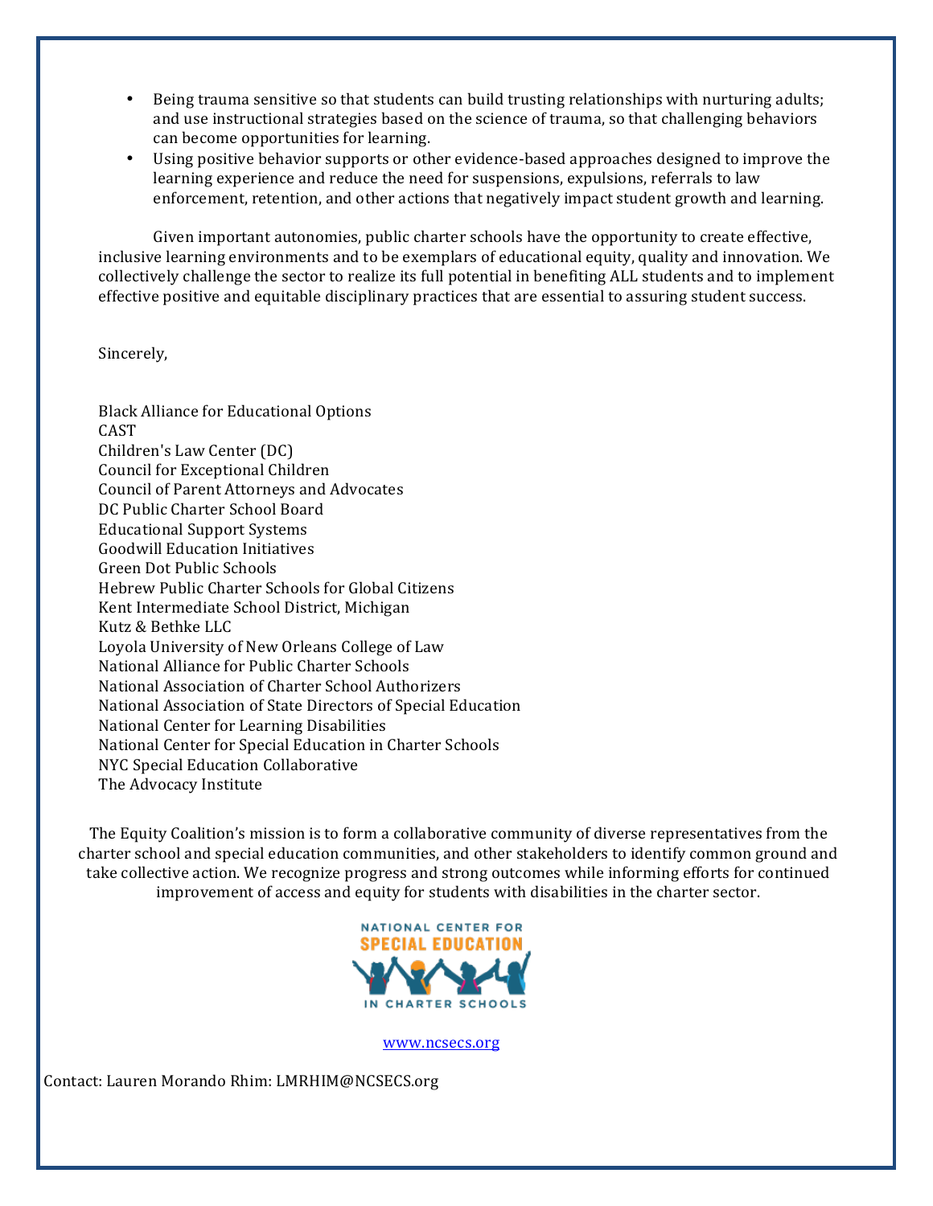- Being trauma sensitive so that students can build trusting relationships with nurturing adults; and use instructional strategies based on the science of trauma, so that challenging behaviors can become opportunities for learning.
- Using positive behavior supports or other evidence-based approaches designed to improve the learning experience and reduce the need for suspensions, expulsions, referrals to law enforcement, retention, and other actions that negatively impact student growth and learning.

Given important autonomies, public charter schools have the opportunity to create effective, inclusive learning environments and to be exemplars of educational equity, quality and innovation. We collectively challenge the sector to realize its full potential in benefiting ALL students and to implement effective positive and equitable disciplinary practices that are essential to assuring student success.

Sincerely,

Black Alliance for Educational Options
CAST
Children's Law Center (DC)
Council for Exceptional Children
Council of Parent Attorneys and Advocates
DC Public Charter School Board
Educational Support Systems
Goodwill Education Initiatives
Green Dot Public Schools
Hebrew Public Charter Schools for Global Citizens
Kent Intermediate School District, Michigan
Kutz & Bethke LLC
Loyola University of New Orleans College of Law
National Alliance for Public Charter Schools
National Association of Charter School Authorizers
National Association of State Directors of Special Education
National Center for Learning Disabilities
National Center for Special Education in Charter Schools
NYC Special Education Collaborative
The Advocacy Institute

The Equity Coalition's mission is to form a collaborative community of diverse representatives from the charter school and special education communities, and other stakeholders to identify common ground and take collective action. We recognize progress and strong outcomes while informing efforts for continued improvement of access and equity for students with disabilities in the charter sector.

NATIONAL CENTER FOR SPECIAL EDUCATION IN CHARTER SCHOOLS

www.ncsecs.org

Contact: Lauren Morando Rhim: LMRHIM@NCSECS.org